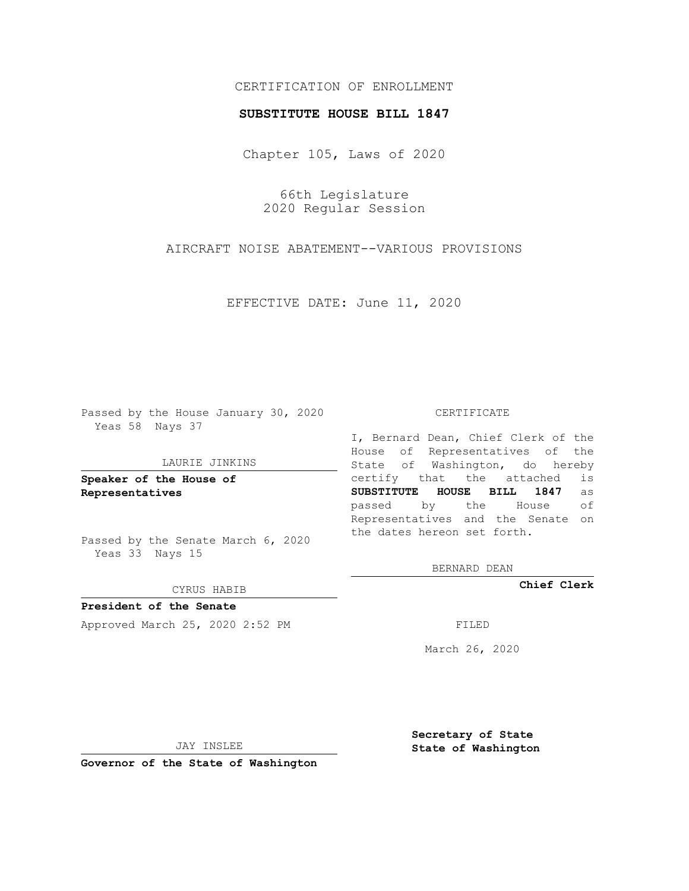CERTIFICATION OF ENROLLMENT

**SUBSTITUTE HOUSE BILL 1847**

Chapter 105, Laws of 2020

66th Legislature
2020 Regular Session

AIRCRAFT NOISE ABATEMENT--VARIOUS PROVISIONS

EFFECTIVE DATE: June 11, 2020

Passed by the House January 30, 2020
Yeas 58 Nays 37

LAURIE JINKINS

**Speaker of the House of Representatives**

Passed by the Senate March 6, 2020
Yeas 33 Nays 15

CYRUS HABIB

**President of the Senate**

Approved March 25, 2020 2:52 PM

JAY INSLEE

**Governor of the State of Washington**

CERTIFICATE

I, Bernard Dean, Chief Clerk of the House of Representatives of the State of Washington, do hereby certify that the attached is **SUBSTITUTE HOUSE BILL 1847** as passed by the House of Representatives and the Senate on the dates hereon set forth.

BERNARD DEAN

**Chief Clerk**

FILED

March 26, 2020

**Secretary of State**
**State of Washington**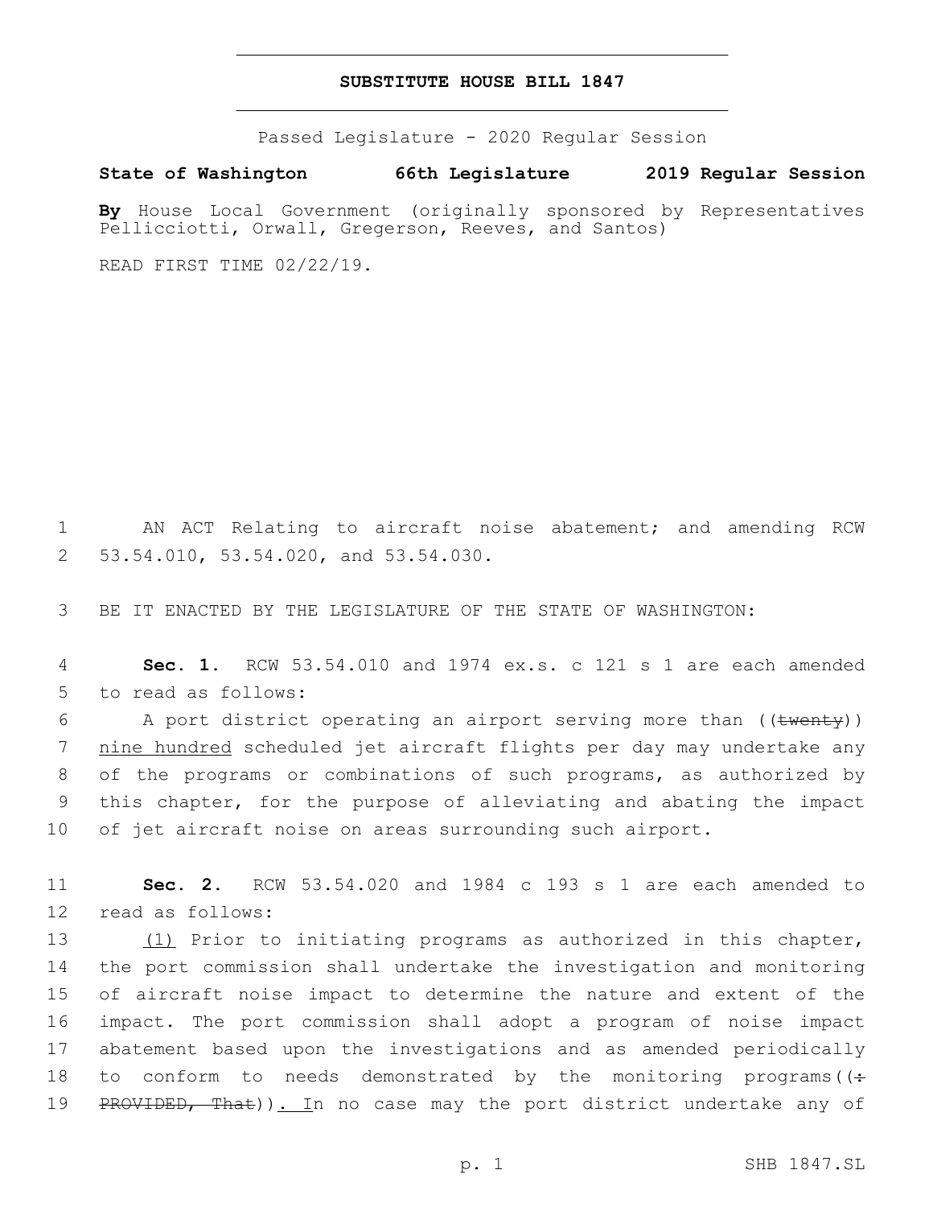**SUBSTITUTE HOUSE BILL 1847**

Passed Legislature - 2020 Regular Session

**State of Washington 66th Legislature 2019 Regular Session**

**By** House Local Government (originally sponsored by Representatives Pellicciotti, Orwall, Gregerson, Reeves, and Santos)

READ FIRST TIME 02/22/19.

AN ACT Relating to aircraft noise abatement; and amending RCW 53.54.010, 53.54.020, and 53.54.030.

BE IT ENACTED BY THE LEGISLATURE OF THE STATE OF WASHINGTON:

**Sec. 1.** RCW 53.54.010 and 1974 ex.s. c 121 s 1 are each amended to read as follows:

A port district operating an airport serving more than ((~~twenty~~)) nine hundred scheduled jet aircraft flights per day may undertake any of the programs or combinations of such programs, as authorized by this chapter, for the purpose of alleviating and abating the impact of jet aircraft noise on areas surrounding such airport.

**Sec. 2.** RCW 53.54.020 and 1984 c 193 s 1 are each amended to read as follows:

(1) Prior to initiating programs as authorized in this chapter, the port commission shall undertake the investigation and monitoring of aircraft noise impact to determine the nature and extent of the impact. The port commission shall adopt a program of noise impact abatement based upon the investigations and as amended periodically to conform to needs demonstrated by the monitoring programs((~~: PROVIDED, That~~)). In no case may the port district undertake any of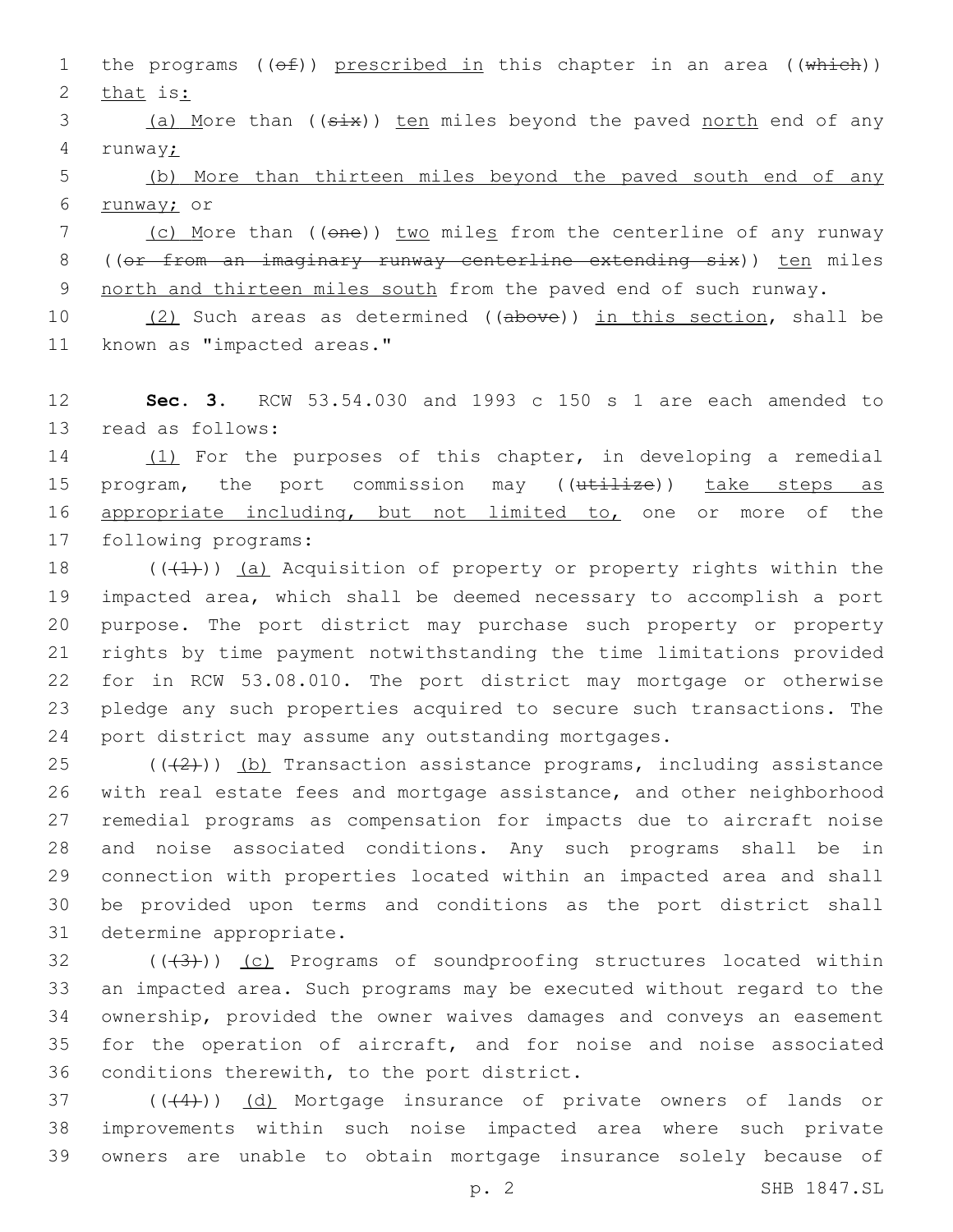the programs ((of)) prescribed in this chapter in an area ((which)) that is:

(a) More than ((six)) ten miles beyond the paved north end of any runway;

(b) More than thirteen miles beyond the paved south end of any runway; or

(c) More than ((one)) two miles from the centerline of any runway ((or from an imaginary runway centerline extending six)) ten miles north and thirteen miles south from the paved end of such runway.

(2) Such areas as determined ((above)) in this section, shall be known as "impacted areas."

**Sec. 3.** RCW 53.54.030 and 1993 c 150 s 1 are each amended to read as follows:

(1) For the purposes of this chapter, in developing a remedial program, the port commission may ((utilize)) take steps as appropriate including, but not limited to, one or more of the following programs:

(((1))) (a) Acquisition of property or property rights within the impacted area, which shall be deemed necessary to accomplish a port purpose. The port district may purchase such property or property rights by time payment notwithstanding the time limitations provided for in RCW 53.08.010. The port district may mortgage or otherwise pledge any such properties acquired to secure such transactions. The port district may assume any outstanding mortgages.

(((2))) (b) Transaction assistance programs, including assistance with real estate fees and mortgage assistance, and other neighborhood remedial programs as compensation for impacts due to aircraft noise and noise associated conditions. Any such programs shall be in connection with properties located within an impacted area and shall be provided upon terms and conditions as the port district shall determine appropriate.

(((3))) (c) Programs of soundproofing structures located within an impacted area. Such programs may be executed without regard to the ownership, provided the owner waives damages and conveys an easement for the operation of aircraft, and for noise and noise associated conditions therewith, to the port district.

(((4))) (d) Mortgage insurance of private owners of lands or improvements within such noise impacted area where such private owners are unable to obtain mortgage insurance solely because of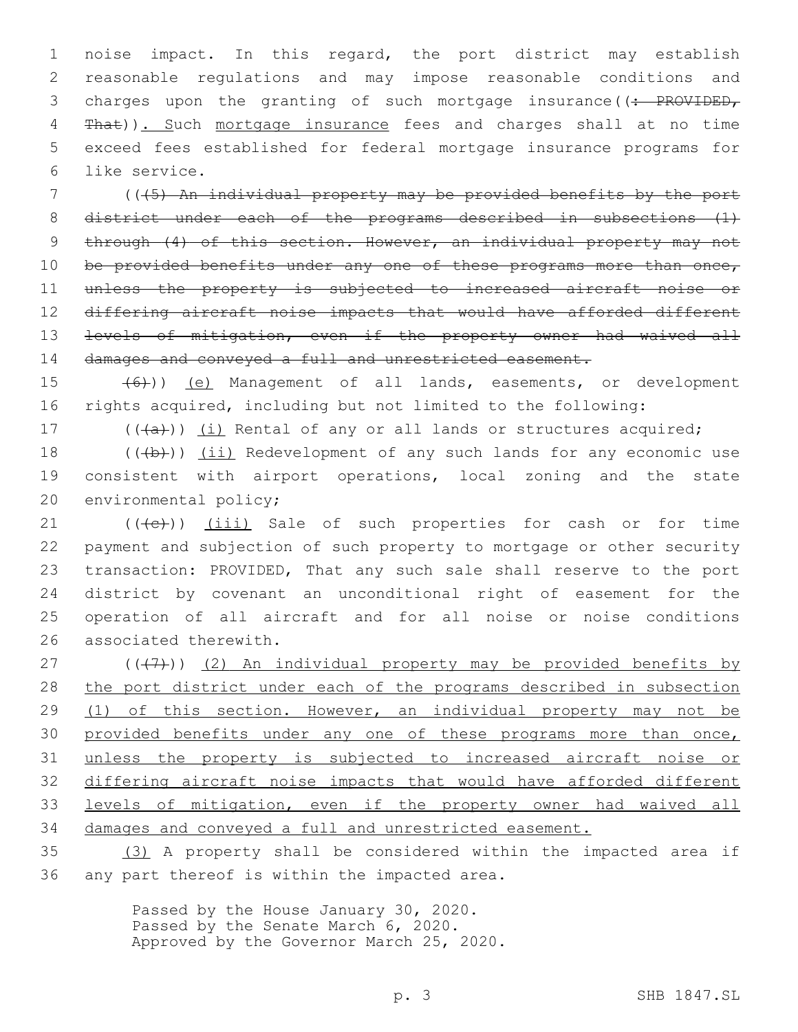noise impact. In this regard, the port district may establish reasonable regulations and may impose reasonable conditions and charges upon the granting of such mortgage insurance((~~: PROVIDED, That~~)). Such mortgage insurance fees and charges shall at no time exceed fees established for federal mortgage insurance programs for like service.

((~~(5) An individual property may be provided benefits by the port district under each of the programs described in subsections (1) through (4) of this section. However, an individual property may not be provided benefits under any one of these programs more than once, unless the property is subjected to increased aircraft noise or differing aircraft noise impacts that would have afforded different levels of mitigation, even if the property owner had waived all damages and conveyed a full and unrestricted easement.~~

~~(6)~~)) (e) Management of all lands, easements, or development rights acquired, including but not limited to the following:

((~~(a)~~)) (i) Rental of any or all lands or structures acquired;

((~~(b)~~)) (ii) Redevelopment of any such lands for any economic use consistent with airport operations, local zoning and the state environmental policy;

((~~(c)~~)) (iii) Sale of such properties for cash or for time payment and subjection of such property to mortgage or other security transaction: PROVIDED, That any such sale shall reserve to the port district by covenant an unconditional right of easement for the operation of all aircraft and for all noise or noise conditions associated therewith.

((~~(7)~~)) (2) An individual property may be provided benefits by the port district under each of the programs described in subsection (1) of this section. However, an individual property may not be provided benefits under any one of these programs more than once, unless the property is subjected to increased aircraft noise or differing aircraft noise impacts that would have afforded different levels of mitigation, even if the property owner had waived all damages and conveyed a full and unrestricted easement.

(3) A property shall be considered within the impacted area if any part thereof is within the impacted area.

Passed by the House January 30, 2020.
Passed by the Senate March 6, 2020.
Approved by the Governor March 25, 2020.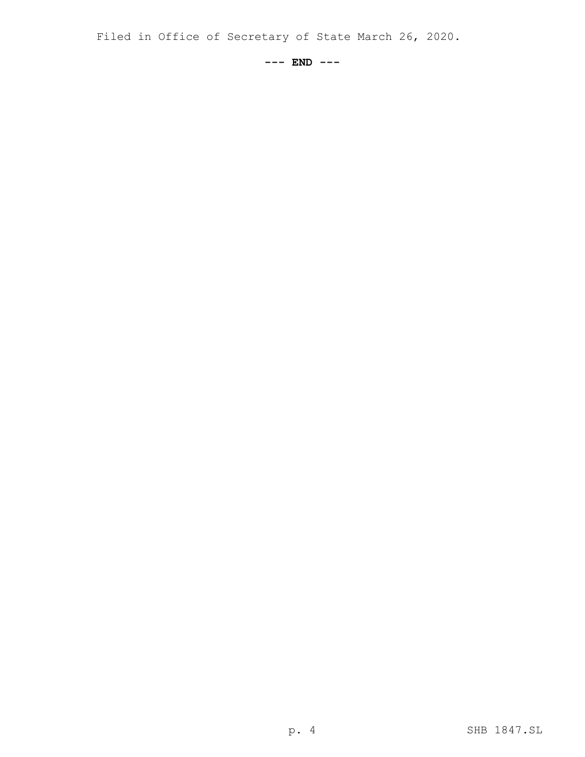Filed in Office of Secretary of State March 26, 2020.

**--- END ---**